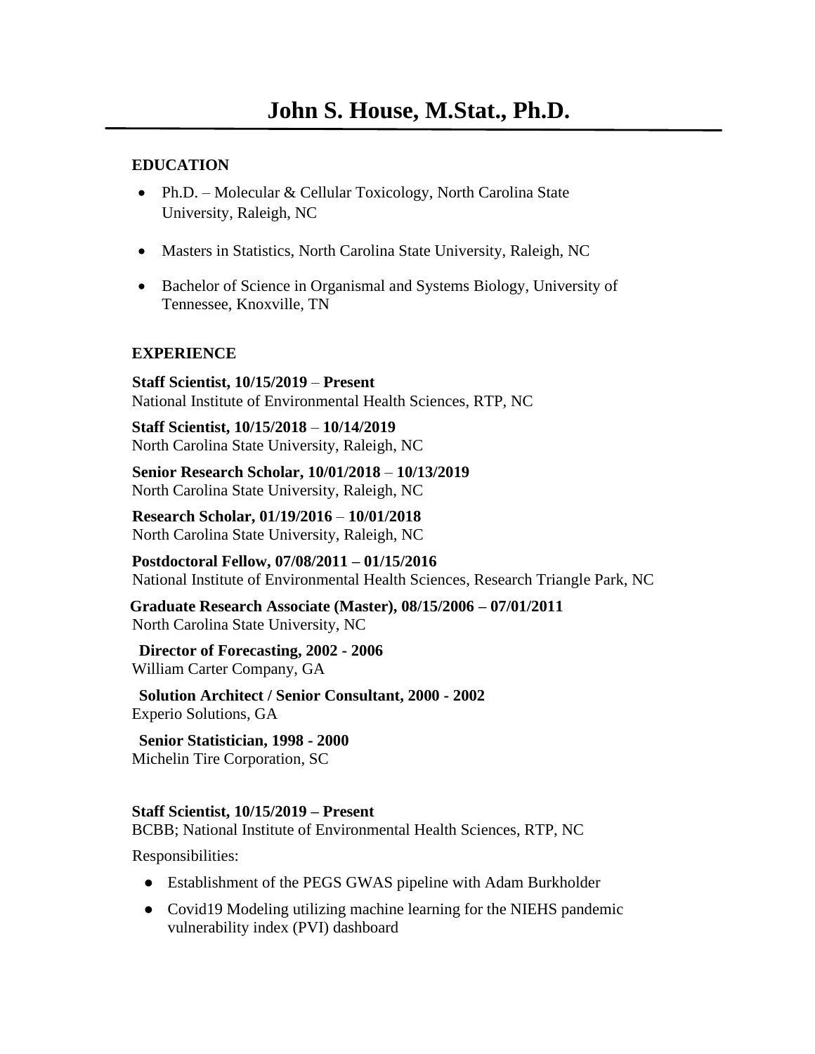# John S. House, M.Stat., Ph.D.

## EDUCATION

- Ph.D. – Molecular & Cellular Toxicology, North Carolina State University, Raleigh, NC
- Masters in Statistics, North Carolina State University, Raleigh, NC
- Bachelor of Science in Organismal and Systems Biology, University of Tennessee, Knoxville, TN

## EXPERIENCE

**Staff Scientist, 10/15/2019** – **Present**
National Institute of Environmental Health Sciences, RTP, NC

**Staff Scientist, 10/15/2018** – **10/14/2019**
North Carolina State University, Raleigh, NC

**Senior Research Scholar, 10/01/2018** – **10/13/2019**
North Carolina State University, Raleigh, NC

**Research Scholar, 01/19/2016** – **10/01/2018**
North Carolina State University, Raleigh, NC

**Postdoctoral Fellow, 07/08/2011 – 01/15/2016**
National Institute of Environmental Health Sciences, Research Triangle Park, NC

**Graduate Research Associate (Master), 08/15/2006 – 07/01/2011**
North Carolina State University, NC

**Director of Forecasting, 2002 - 2006**
William Carter Company, GA

**Solution Architect / Senior Consultant, 2000 - 2002**
Experio Solutions, GA

**Senior Statistician, 1998 - 2000**
Michelin Tire Corporation, SC

**Staff Scientist, 10/15/2019 – Present**
BCBB; National Institute of Environmental Health Sciences, RTP, NC

Responsibilities:

- Establishment of the PEGS GWAS pipeline with Adam Burkholder
- Covid19 Modeling utilizing machine learning for the NIEHS pandemic vulnerability index (PVI) dashboard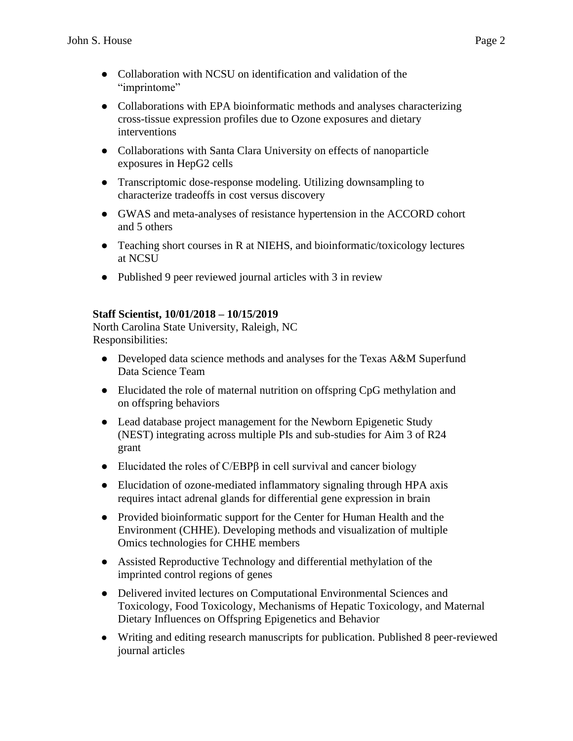- Collaboration with NCSU on identification and validation of the "imprintome"
- Collaborations with EPA bioinformatic methods and analyses characterizing cross-tissue expression profiles due to Ozone exposures and dietary interventions
- Collaborations with Santa Clara University on effects of nanoparticle exposures in HepG2 cells
- Transcriptomic dose-response modeling. Utilizing downsampling to characterize tradeoffs in cost versus discovery
- GWAS and meta-analyses of resistance hypertension in the ACCORD cohort and 5 others
- Teaching short courses in R at NIEHS, and bioinformatic/toxicology lectures at NCSU
- Published 9 peer reviewed journal articles with 3 in review

**Staff Scientist, 10/01/2018 – 10/15/2019**
North Carolina State University, Raleigh, NC
Responsibilities:

- Developed data science methods and analyses for the Texas A&M Superfund Data Science Team
- Elucidated the role of maternal nutrition on offspring CpG methylation and on offspring behaviors
- Lead database project management for the Newborn Epigenetic Study (NEST) integrating across multiple PIs and sub-studies for Aim 3 of R24 grant
- Elucidated the roles of C/EBPβ in cell survival and cancer biology
- Elucidation of ozone-mediated inflammatory signaling through HPA axis requires intact adrenal glands for differential gene expression in brain
- Provided bioinformatic support for the Center for Human Health and the Environment (CHHE). Developing methods and visualization of multiple Omics technologies for CHHE members
- Assisted Reproductive Technology and differential methylation of the imprinted control regions of genes
- Delivered invited lectures on Computational Environmental Sciences and Toxicology, Food Toxicology, Mechanisms of Hepatic Toxicology, and Maternal Dietary Influences on Offspring Epigenetics and Behavior
- Writing and editing research manuscripts for publication. Published 8 peer-reviewed journal articles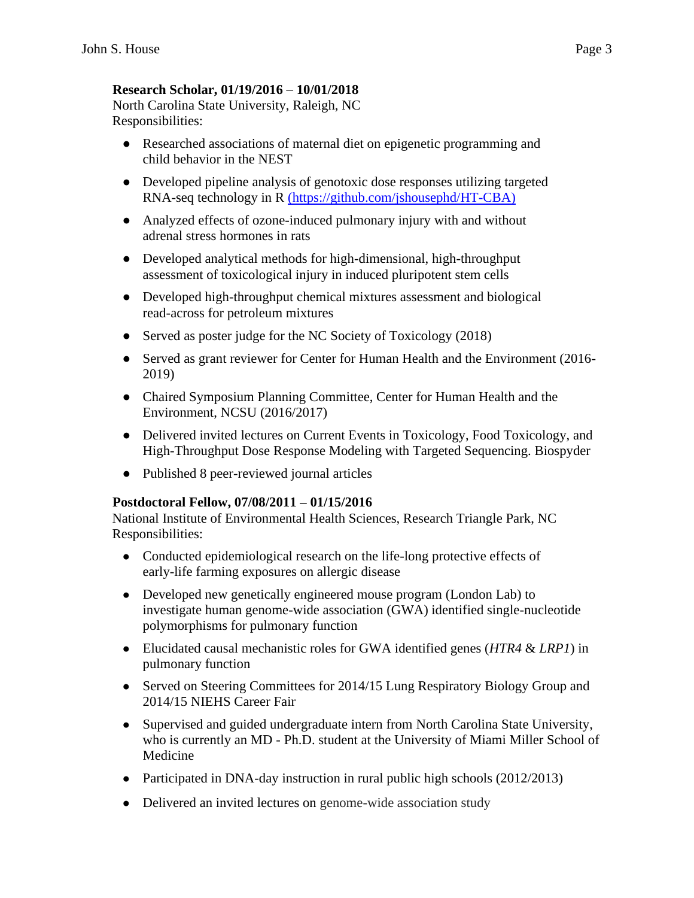**Research Scholar, 01/19/2016 – 10/01/2018**
North Carolina State University, Raleigh, NC
Responsibilities:

- Researched associations of maternal diet on epigenetic programming and child behavior in the NEST
- Developed pipeline analysis of genotoxic dose responses utilizing targeted RNA-seq technology in R [(https://github.com/jshousephd/HT-CBA)](https://github.com/jshousephd/HT-CBA)
- Analyzed effects of ozone-induced pulmonary injury with and without adrenal stress hormones in rats
- Developed analytical methods for high-dimensional, high-throughput assessment of toxicological injury in induced pluripotent stem cells
- Developed high-throughput chemical mixtures assessment and biological read-across for petroleum mixtures
- Served as poster judge for the NC Society of Toxicology (2018)
- Served as grant reviewer for Center for Human Health and the Environment (2016-2019)
- Chaired Symposium Planning Committee, Center for Human Health and the Environment, NCSU (2016/2017)
- Delivered invited lectures on Current Events in Toxicology, Food Toxicology, and High-Throughput Dose Response Modeling with Targeted Sequencing. Biospyder
- Published 8 peer-reviewed journal articles

**Postdoctoral Fellow, 07/08/2011 – 01/15/2016**
National Institute of Environmental Health Sciences, Research Triangle Park, NC
Responsibilities:

- Conducted epidemiological research on the life-long protective effects of early-life farming exposures on allergic disease
- Developed new genetically engineered mouse program (London Lab) to investigate human genome-wide association (GWA) identified single-nucleotide polymorphisms for pulmonary function
- Elucidated causal mechanistic roles for GWA identified genes (*HTR4* & *LRP1*) in pulmonary function
- Served on Steering Committees for 2014/15 Lung Respiratory Biology Group and 2014/15 NIEHS Career Fair
- Supervised and guided undergraduate intern from North Carolina State University, who is currently an MD - Ph.D. student at the University of Miami Miller School of Medicine
- Participated in DNA-day instruction in rural public high schools (2012/2013)
- Delivered an invited lectures on genome-wide association study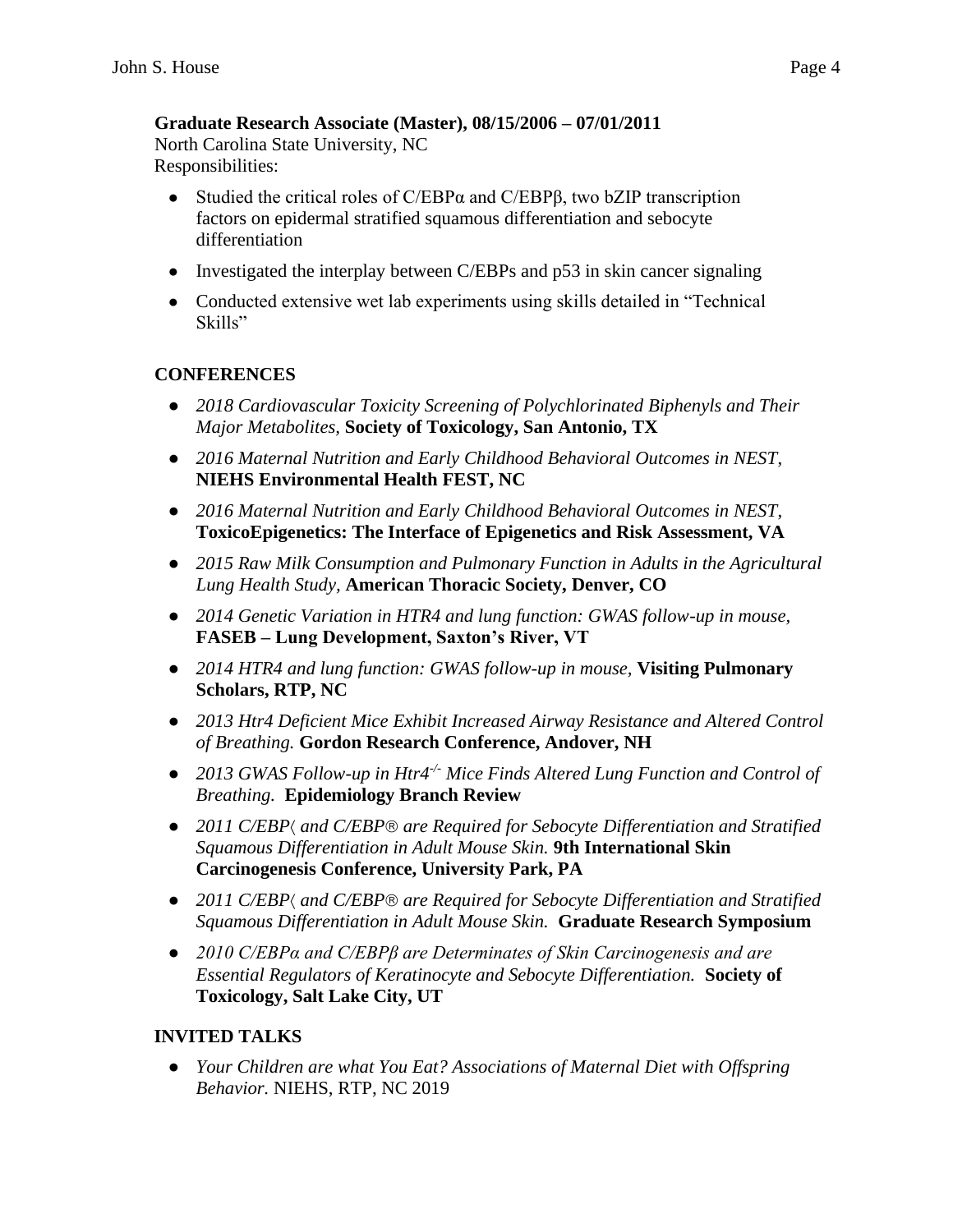**Graduate Research Associate (Master), 08/15/2006 – 07/01/2011**
North Carolina State University, NC
Responsibilities:

- Studied the critical roles of C/EBPα and C/EBPβ, two bZIP transcription factors on epidermal stratified squamous differentiation and sebocyte differentiation
- Investigated the interplay between C/EBPs and p53 in skin cancer signaling
- Conducted extensive wet lab experiments using skills detailed in "Technical Skills"

## CONFERENCES

- *2018 Cardiovascular Toxicity Screening of Polychlorinated Biphenyls and Their Major Metabolites,* **Society of Toxicology, San Antonio, TX**
- *2016 Maternal Nutrition and Early Childhood Behavioral Outcomes in NEST,* **NIEHS Environmental Health FEST, NC**
- *2016 Maternal Nutrition and Early Childhood Behavioral Outcomes in NEST,* **ToxicoEpigenetics: The Interface of Epigenetics and Risk Assessment, VA**
- *2015 Raw Milk Consumption and Pulmonary Function in Adults in the Agricultural Lung Health Study,* **American Thoracic Society, Denver, CO**
- *2014 Genetic Variation in HTR4 and lung function: GWAS follow-up in mouse,* **FASEB – Lung Development, Saxton's River, VT**
- *2014 HTR4 and lung function: GWAS follow-up in mouse,* **Visiting Pulmonary Scholars, RTP, NC**
- *2013 Htr4 Deficient Mice Exhibit Increased Airway Resistance and Altered Control of Breathing.* **Gordon Research Conference, Andover, NH**
- *2013 GWAS Follow-up in Htr4$^{-/-}$ Mice Finds Altered Lung Function and Control of Breathing.* **Epidemiology Branch Review**
- *2011 C/EBP〈 and C/EBP® are Required for Sebocyte Differentiation and Stratified Squamous Differentiation in Adult Mouse Skin.* **9th International Skin Carcinogenesis Conference, University Park, PA**
- *2011 C/EBP〈 and C/EBP® are Required for Sebocyte Differentiation and Stratified Squamous Differentiation in Adult Mouse Skin.* **Graduate Research Symposium**
- *2010 C/EBPα and C/EBPβ are Determinates of Skin Carcinogenesis and are Essential Regulators of Keratinocyte and Sebocyte Differentiation.* **Society of Toxicology, Salt Lake City, UT**

## INVITED TALKS

- *Your Children are what You Eat? Associations of Maternal Diet with Offspring Behavior.* NIEHS, RTP, NC 2019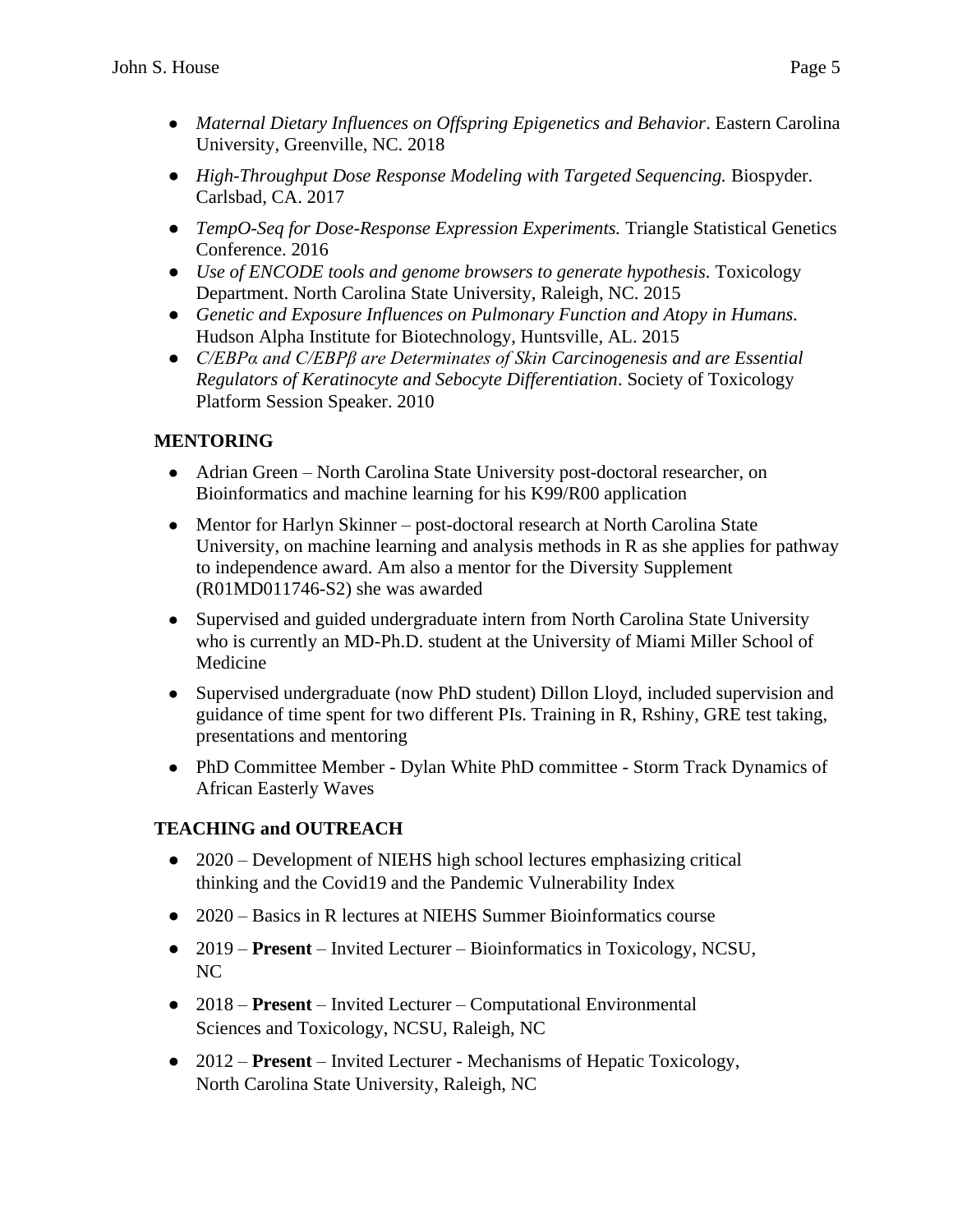- *Maternal Dietary Influences on Offspring Epigenetics and Behavior*. Eastern Carolina University, Greenville, NC. 2018
- *High-Throughput Dose Response Modeling with Targeted Sequencing.* Biospyder. Carlsbad, CA. 2017
- *TempO-Seq for Dose-Response Expression Experiments.* Triangle Statistical Genetics Conference. 2016
- *Use of ENCODE tools and genome browsers to generate hypothesis*. Toxicology Department. North Carolina State University, Raleigh, NC. 2015
- *Genetic and Exposure Influences on Pulmonary Function and Atopy in Humans.* Hudson Alpha Institute for Biotechnology, Huntsville, AL. 2015
- *C/EBPα and C/EBPβ are Determinates of Skin Carcinogenesis and are Essential Regulators of Keratinocyte and Sebocyte Differentiation*. Society of Toxicology Platform Session Speaker. 2010

## MENTORING

- Adrian Green – North Carolina State University post-doctoral researcher, on Bioinformatics and machine learning for his K99/R00 application
- Mentor for Harlyn Skinner – post-doctoral research at North Carolina State University, on machine learning and analysis methods in R as she applies for pathway to independence award. Am also a mentor for the Diversity Supplement (R01MD011746-S2) she was awarded
- Supervised and guided undergraduate intern from North Carolina State University who is currently an MD-Ph.D. student at the University of Miami Miller School of Medicine
- Supervised undergraduate (now PhD student) Dillon Lloyd, included supervision and guidance of time spent for two different PIs. Training in R, Rshiny, GRE test taking, presentations and mentoring
- PhD Committee Member - Dylan White PhD committee - Storm Track Dynamics of African Easterly Waves

## TEACHING and OUTREACH

- 2020 – Development of NIEHS high school lectures emphasizing critical thinking and the Covid19 and the Pandemic Vulnerability Index
- 2020 – Basics in R lectures at NIEHS Summer Bioinformatics course
- 2019 – **Present** – Invited Lecturer – Bioinformatics in Toxicology, NCSU, NC
- 2018 – **Present** – Invited Lecturer – Computational Environmental Sciences and Toxicology, NCSU, Raleigh, NC
- 2012 – **Present** – Invited Lecturer - Mechanisms of Hepatic Toxicology, North Carolina State University, Raleigh, NC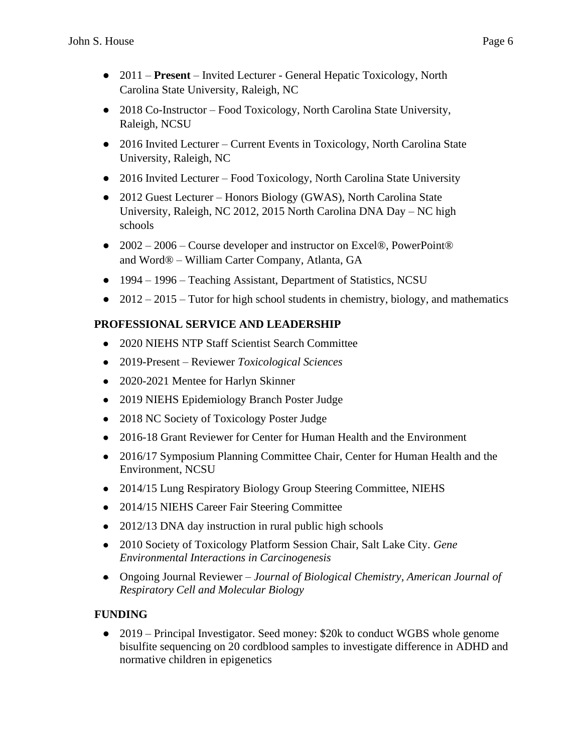- 2011 – **Present** – Invited Lecturer - General Hepatic Toxicology, North Carolina State University, Raleigh, NC
- 2018 Co-Instructor – Food Toxicology, North Carolina State University, Raleigh, NCSU
- 2016 Invited Lecturer – Current Events in Toxicology, North Carolina State University, Raleigh, NC
- 2016 Invited Lecturer – Food Toxicology, North Carolina State University
- 2012 Guest Lecturer – Honors Biology (GWAS), North Carolina State University, Raleigh, NC 2012, 2015 North Carolina DNA Day – NC high schools
- 2002 – 2006 – Course developer and instructor on Excel®, PowerPoint® and Word® – William Carter Company, Atlanta, GA
- 1994 – 1996 – Teaching Assistant, Department of Statistics, NCSU
- 2012 – 2015 – Tutor for high school students in chemistry, biology, and mathematics

## PROFESSIONAL SERVICE AND LEADERSHIP

- 2020 NIEHS NTP Staff Scientist Search Committee
- 2019-Present – Reviewer *Toxicological Sciences*
- 2020-2021 Mentee for Harlyn Skinner
- 2019 NIEHS Epidemiology Branch Poster Judge
- 2018 NC Society of Toxicology Poster Judge
- 2016-18 Grant Reviewer for Center for Human Health and the Environment
- 2016/17 Symposium Planning Committee Chair, Center for Human Health and the Environment, NCSU
- 2014/15 Lung Respiratory Biology Group Steering Committee, NIEHS
- 2014/15 NIEHS Career Fair Steering Committee
- 2012/13 DNA day instruction in rural public high schools
- 2010 Society of Toxicology Platform Session Chair, Salt Lake City. *Gene Environmental Interactions in Carcinogenesis*
- Ongoing Journal Reviewer – *Journal of Biological Chemistry, American Journal of Respiratory Cell and Molecular Biology*

## FUNDING

- 2019 – Principal Investigator. Seed money: $20k to conduct WGBS whole genome bisulfite sequencing on 20 cordblood samples to investigate difference in ADHD and normative children in epigenetics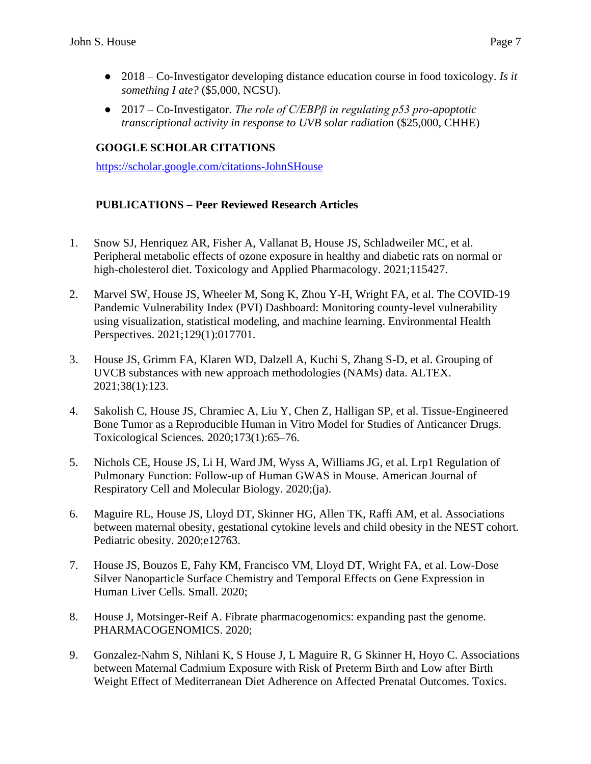- 2018 – Co-Investigator developing distance education course in food toxicology. *Is it something I ate?* ($5,000, NCSU).
- 2017 – Co-Investigator. *The role of C/EBPβ in regulating p53 pro-apoptotic transcriptional activity in response to UVB solar radiation* ($25,000, CHHE)

## GOOGLE SCHOLAR CITATIONS

https://scholar.google.com/citations-JohnSHouse

## PUBLICATIONS – Peer Reviewed Research Articles

1. Snow SJ, Henriquez AR, Fisher A, Vallanat B, House JS, Schladweiler MC, et al. Peripheral metabolic effects of ozone exposure in healthy and diabetic rats on normal or high-cholesterol diet. Toxicology and Applied Pharmacology. 2021;115427.

2. Marvel SW, House JS, Wheeler M, Song K, Zhou Y-H, Wright FA, et al. The COVID-19 Pandemic Vulnerability Index (PVI) Dashboard: Monitoring county-level vulnerability using visualization, statistical modeling, and machine learning. Environmental Health Perspectives. 2021;129(1):017701.

3. House JS, Grimm FA, Klaren WD, Dalzell A, Kuchi S, Zhang S-D, et al. Grouping of UVCB substances with new approach methodologies (NAMs) data. ALTEX. 2021;38(1):123.

4. Sakolish C, House JS, Chramiec A, Liu Y, Chen Z, Halligan SP, et al. Tissue-Engineered Bone Tumor as a Reproducible Human in Vitro Model for Studies of Anticancer Drugs. Toxicological Sciences. 2020;173(1):65–76.

5. Nichols CE, House JS, Li H, Ward JM, Wyss A, Williams JG, et al. Lrp1 Regulation of Pulmonary Function: Follow-up of Human GWAS in Mouse. American Journal of Respiratory Cell and Molecular Biology. 2020;(ja).

6. Maguire RL, House JS, Lloyd DT, Skinner HG, Allen TK, Raffi AM, et al. Associations between maternal obesity, gestational cytokine levels and child obesity in the NEST cohort. Pediatric obesity. 2020;e12763.

7. House JS, Bouzos E, Fahy KM, Francisco VM, Lloyd DT, Wright FA, et al. Low-Dose Silver Nanoparticle Surface Chemistry and Temporal Effects on Gene Expression in Human Liver Cells. Small. 2020;

8. House J, Motsinger-Reif A. Fibrate pharmacogenomics: expanding past the genome. PHARMACOGENOMICS. 2020;

9. Gonzalez-Nahm S, Nihlani K, S House J, L Maguire R, G Skinner H, Hoyo C. Associations between Maternal Cadmium Exposure with Risk of Preterm Birth and Low after Birth Weight Effect of Mediterranean Diet Adherence on Affected Prenatal Outcomes. Toxics.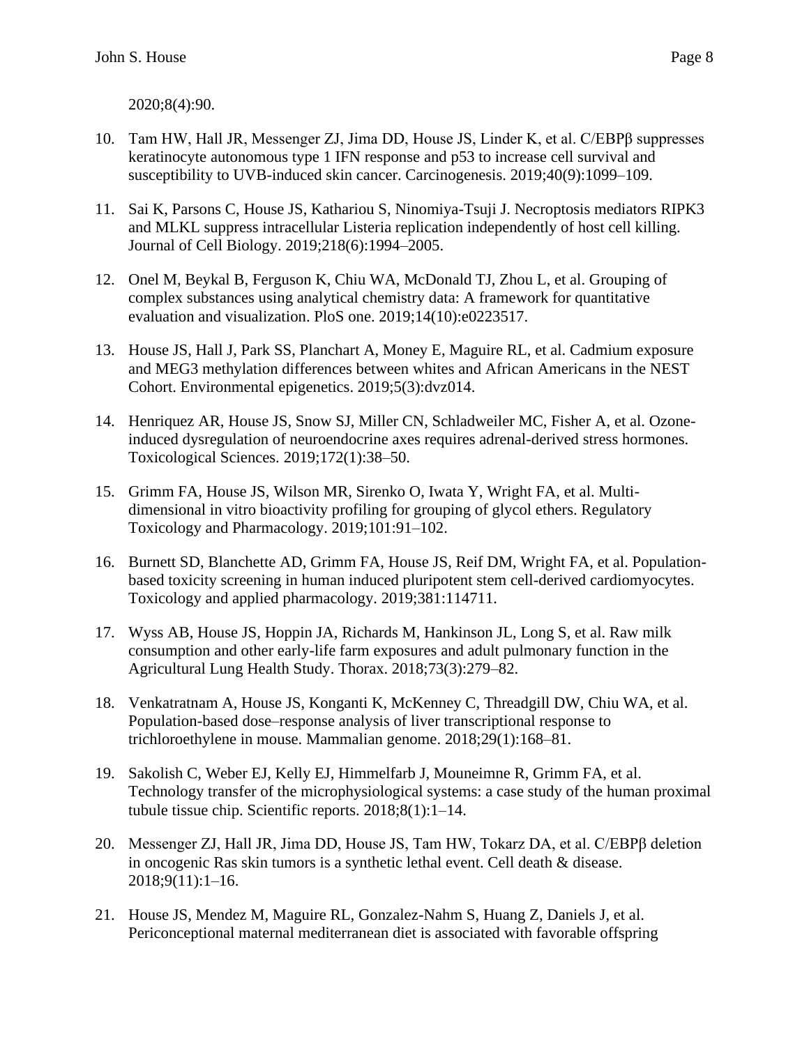2020;8(4):90.

10. Tam HW, Hall JR, Messenger ZJ, Jima DD, House JS, Linder K, et al. C/EBPβ suppresses keratinocyte autonomous type 1 IFN response and p53 to increase cell survival and susceptibility to UVB-induced skin cancer. Carcinogenesis. 2019;40(9):1099–109.

11. Sai K, Parsons C, House JS, Kathariou S, Ninomiya-Tsuji J. Necroptosis mediators RIPK3 and MLKL suppress intracellular Listeria replication independently of host cell killing. Journal of Cell Biology. 2019;218(6):1994–2005.

12. Onel M, Beykal B, Ferguson K, Chiu WA, McDonald TJ, Zhou L, et al. Grouping of complex substances using analytical chemistry data: A framework for quantitative evaluation and visualization. PloS one. 2019;14(10):e0223517.

13. House JS, Hall J, Park SS, Planchart A, Money E, Maguire RL, et al. Cadmium exposure and MEG3 methylation differences between whites and African Americans in the NEST Cohort. Environmental epigenetics. 2019;5(3):dvz014.

14. Henriquez AR, House JS, Snow SJ, Miller CN, Schladweiler MC, Fisher A, et al. Ozone-induced dysregulation of neuroendocrine axes requires adrenal-derived stress hormones. Toxicological Sciences. 2019;172(1):38–50.

15. Grimm FA, House JS, Wilson MR, Sirenko O, Iwata Y, Wright FA, et al. Multi-dimensional in vitro bioactivity profiling for grouping of glycol ethers. Regulatory Toxicology and Pharmacology. 2019;101:91–102.

16. Burnett SD, Blanchette AD, Grimm FA, House JS, Reif DM, Wright FA, et al. Population-based toxicity screening in human induced pluripotent stem cell-derived cardiomyocytes. Toxicology and applied pharmacology. 2019;381:114711.

17. Wyss AB, House JS, Hoppin JA, Richards M, Hankinson JL, Long S, et al. Raw milk consumption and other early-life farm exposures and adult pulmonary function in the Agricultural Lung Health Study. Thorax. 2018;73(3):279–82.

18. Venkatratnam A, House JS, Konganti K, McKenney C, Threadgill DW, Chiu WA, et al. Population-based dose–response analysis of liver transcriptional response to trichloroethylene in mouse. Mammalian genome. 2018;29(1):168–81.

19. Sakolish C, Weber EJ, Kelly EJ, Himmelfarb J, Mouneimne R, Grimm FA, et al. Technology transfer of the microphysiological systems: a case study of the human proximal tubule tissue chip. Scientific reports. 2018;8(1):1–14.

20. Messenger ZJ, Hall JR, Jima DD, House JS, Tam HW, Tokarz DA, et al. C/EBPβ deletion in oncogenic Ras skin tumors is a synthetic lethal event. Cell death & disease. 2018;9(11):1–16.

21. House JS, Mendez M, Maguire RL, Gonzalez-Nahm S, Huang Z, Daniels J, et al. Periconceptional maternal mediterranean diet is associated with favorable offspring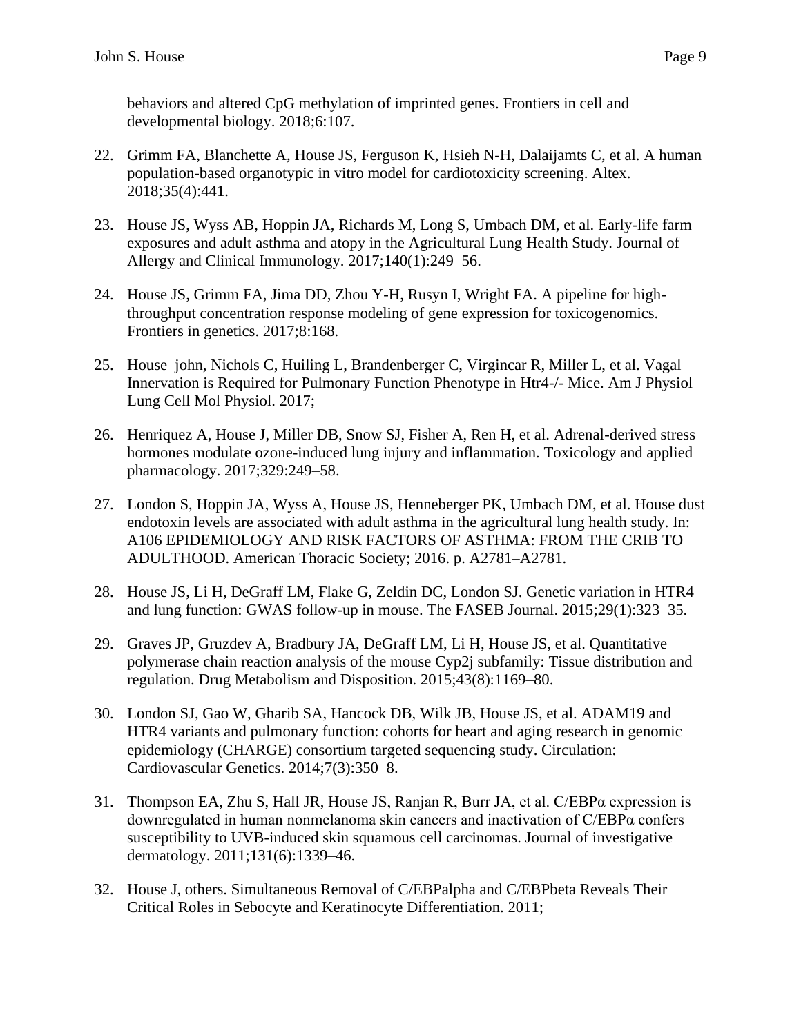behaviors and altered CpG methylation of imprinted genes. Frontiers in cell and developmental biology. 2018;6:107.

22. Grimm FA, Blanchette A, House JS, Ferguson K, Hsieh N-H, Dalaijamts C, et al. A human population-based organotypic in vitro model for cardiotoxicity screening. Altex. 2018;35(4):441.

23. House JS, Wyss AB, Hoppin JA, Richards M, Long S, Umbach DM, et al. Early-life farm exposures and adult asthma and atopy in the Agricultural Lung Health Study. Journal of Allergy and Clinical Immunology. 2017;140(1):249–56.

24. House JS, Grimm FA, Jima DD, Zhou Y-H, Rusyn I, Wright FA. A pipeline for high-throughput concentration response modeling of gene expression for toxicogenomics. Frontiers in genetics. 2017;8:168.

25. House john, Nichols C, Huiling L, Brandenberger C, Virgincar R, Miller L, et al. Vagal Innervation is Required for Pulmonary Function Phenotype in Htr4-/- Mice. Am J Physiol Lung Cell Mol Physiol. 2017;

26. Henriquez A, House J, Miller DB, Snow SJ, Fisher A, Ren H, et al. Adrenal-derived stress hormones modulate ozone-induced lung injury and inflammation. Toxicology and applied pharmacology. 2017;329:249–58.

27. London S, Hoppin JA, Wyss A, House JS, Henneberger PK, Umbach DM, et al. House dust endotoxin levels are associated with adult asthma in the agricultural lung health study. In: A106 EPIDEMIOLOGY AND RISK FACTORS OF ASTHMA: FROM THE CRIB TO ADULTHOOD. American Thoracic Society; 2016. p. A2781–A2781.

28. House JS, Li H, DeGraff LM, Flake G, Zeldin DC, London SJ. Genetic variation in HTR4 and lung function: GWAS follow-up in mouse. The FASEB Journal. 2015;29(1):323–35.

29. Graves JP, Gruzdev A, Bradbury JA, DeGraff LM, Li H, House JS, et al. Quantitative polymerase chain reaction analysis of the mouse Cyp2j subfamily: Tissue distribution and regulation. Drug Metabolism and Disposition. 2015;43(8):1169–80.

30. London SJ, Gao W, Gharib SA, Hancock DB, Wilk JB, House JS, et al. ADAM19 and HTR4 variants and pulmonary function: cohorts for heart and aging research in genomic epidemiology (CHARGE) consortium targeted sequencing study. Circulation: Cardiovascular Genetics. 2014;7(3):350–8.

31. Thompson EA, Zhu S, Hall JR, House JS, Ranjan R, Burr JA, et al. C/EBPα expression is downregulated in human nonmelanoma skin cancers and inactivation of C/EBPα confers susceptibility to UVB-induced skin squamous cell carcinomas. Journal of investigative dermatology. 2011;131(6):1339–46.

32. House J, others. Simultaneous Removal of C/EBPalpha and C/EBPbeta Reveals Their Critical Roles in Sebocyte and Keratinocyte Differentiation. 2011;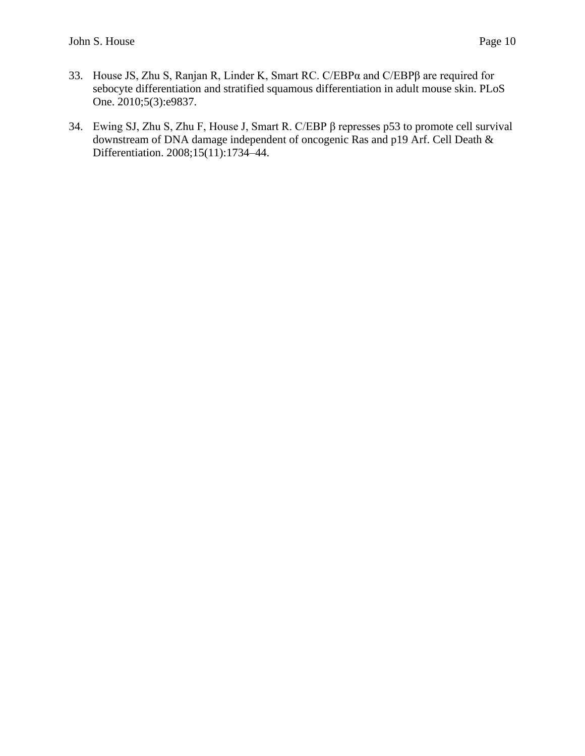33. House JS, Zhu S, Ranjan R, Linder K, Smart RC. C/EBPα and C/EBPβ are required for sebocyte differentiation and stratified squamous differentiation in adult mouse skin. PLoS One. 2010;5(3):e9837.

34. Ewing SJ, Zhu S, Zhu F, House J, Smart R. C/EBP β represses p53 to promote cell survival downstream of DNA damage independent of oncogenic Ras and p19 Arf. Cell Death & Differentiation. 2008;15(11):1734–44.